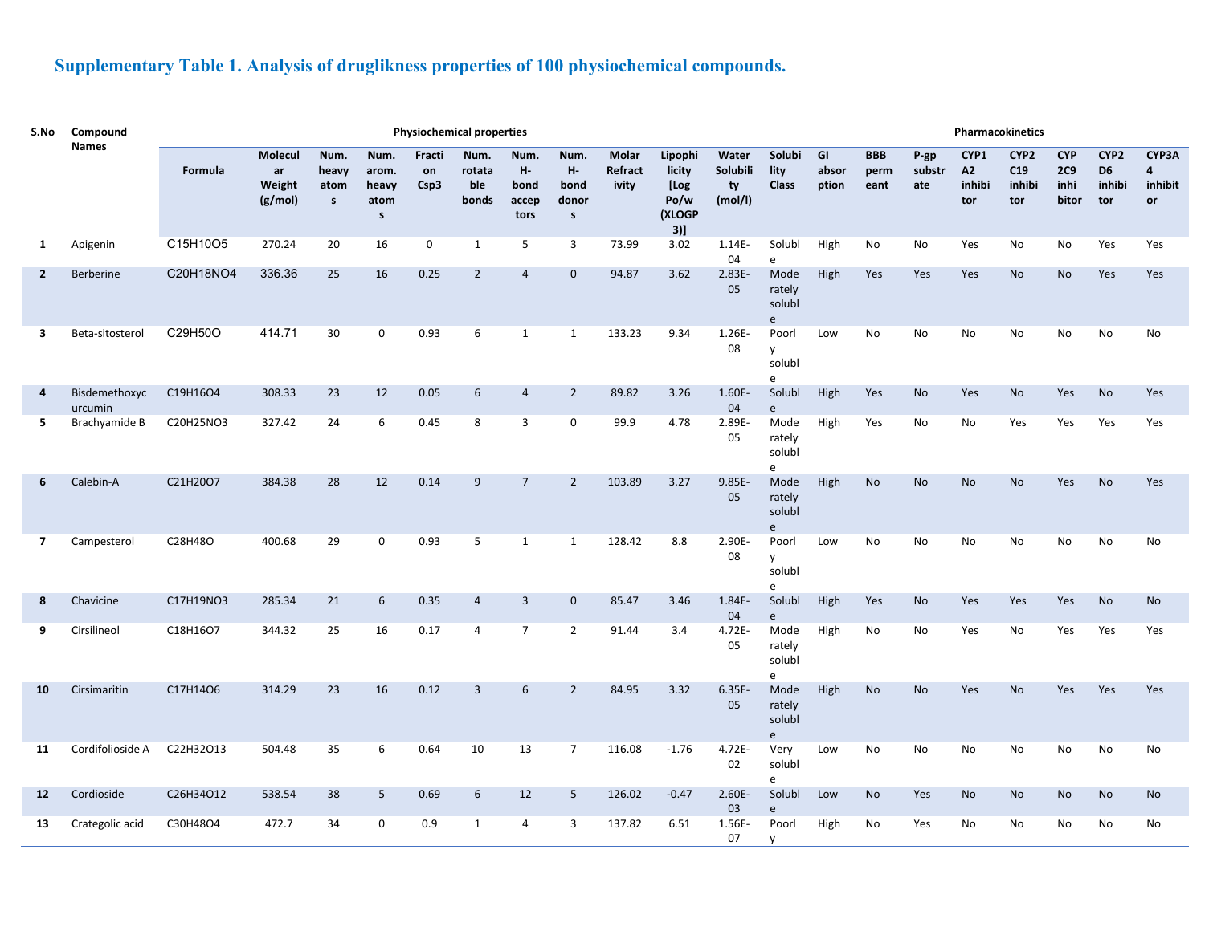# Supplementary Table 1. Analysis of druglikness properties of 100 physiochemical compounds.

| S.No | Compound Names | Physiochemical properties | | | | | | | | | | | | Pharmacokinetics | | | | | | | |
|---|---|---|---|---|---|---|---|---|---|---|---|---|---|---|---|---|---|---|---|---|---|
| | | Formula | Molecular Weight (g/mol) | Num. heavy atoms | Num. arom. heavy atoms | Fraction Csp3 | Num. rotatable bonds | Num. H-bond acceptors | Num. H-bond donors | Molar Refractivity | Lipophilicity [Log Po/w (XLOGP3)] | Water Solubility (mol/l) | Solubility Class | GI absorption | BBB permeant | P-gp substrate | CYP1A2 inhibitor | CYP2C19 inhibitor | CYP2C9 inhibitor | CYP2D6 inhibitor | CYP3A4 inhibitor |
| 1 | Apigenin | $C_{15}H_{10}O_5$ | 270.24 | 20 | 16 | 0 | 1 | 5 | 3 | 73.99 | 3.02 | 1.14E-04 | Soluble | High | No | No | Yes | No | No | Yes | Yes |
| 2 | Berberine | $C_{20}H_{18}NO_4$ | 336.36 | 25 | 16 | 0.25 | 2 | 4 | 0 | 94.87 | 3.62 | 2.83E-05 | Moderately soluble | High | Yes | Yes | Yes | No | No | Yes | Yes |
| 3 | Beta-sitosterol | $C_{29}H_{50}O$ | 414.71 | 30 | 0 | 0.93 | 6 | 1 | 1 | 133.23 | 9.34 | 1.26E-08 | Poorly soluble | Low | No | No | No | No | No | No | No |
| 4 | Bisdemethoxycurcumin | $C_{19}H_{16}O_4$ | 308.33 | 23 | 12 | 0.05 | 6 | 4 | 2 | 89.82 | 3.26 | 1.60E-04 | Soluble | High | Yes | No | Yes | No | Yes | No | Yes |
| 5 | Brachyamide B | $C_{20}H_{25}NO_3$ | 327.42 | 24 | 6 | 0.45 | 8 | 3 | 0 | 99.9 | 4.78 | 2.89E-05 | Moderately soluble | High | Yes | No | No | Yes | Yes | Yes | Yes |
| 6 | Calebin-A | $C_{21}H_{20}O_7$ | 384.38 | 28 | 12 | 0.14 | 9 | 7 | 2 | 103.89 | 3.27 | 9.85E-05 | Moderately soluble | High | No | No | No | No | Yes | No | Yes |
| 7 | Campesterol | $C_{28}H_{48}O$ | 400.68 | 29 | 0 | 0.93 | 5 | 1 | 1 | 128.42 | 8.8 | 2.90E-08 | Poorly soluble | Low | No | No | No | No | No | No | No |
| 8 | Chavicine | $C_{17}H_{19}NO_3$ | 285.34 | 21 | 6 | 0.35 | 4 | 3 | 0 | 85.47 | 3.46 | 1.84E-04 | Soluble | High | Yes | No | Yes | Yes | Yes | No | No |
| 9 | Cirsilineol | $C_{18}H_{16}O_7$ | 344.32 | 25 | 16 | 0.17 | 4 | 7 | 2 | 91.44 | 3.4 | 4.72E-05 | Moderately soluble | High | No | No | Yes | No | Yes | Yes | Yes |
| 10 | Cirsimaritin | $C_{17}H_{14}O_6$ | 314.29 | 23 | 16 | 0.12 | 3 | 6 | 2 | 84.95 | 3.32 | 6.35E-05 | Moderately soluble | High | No | No | Yes | No | Yes | Yes | Yes |
| 11 | Cordifolioside A | $C_{22}H_{32}O_{13}$ | 504.48 | 35 | 6 | 0.64 | 10 | 13 | 7 | 116.08 | -1.76 | 4.72E-02 | Very soluble | Low | No | No | No | No | No | No | No |
| 12 | Cordioside | $C_{26}H_{34}O_{12}$ | 538.54 | 38 | 5 | 0.69 | 6 | 12 | 5 | 126.02 | -0.47 | 2.60E-03 | Soluble | Low | No | Yes | No | No | No | No | No |
| 13 | Crategolic acid | $C_{30}H_{48}O_4$ | 472.7 | 34 | 0 | 0.9 | 1 | 4 | 3 | 137.82 | 6.51 | 1.56E-07 | Poorly | High | No | Yes | No | No | No | No | No |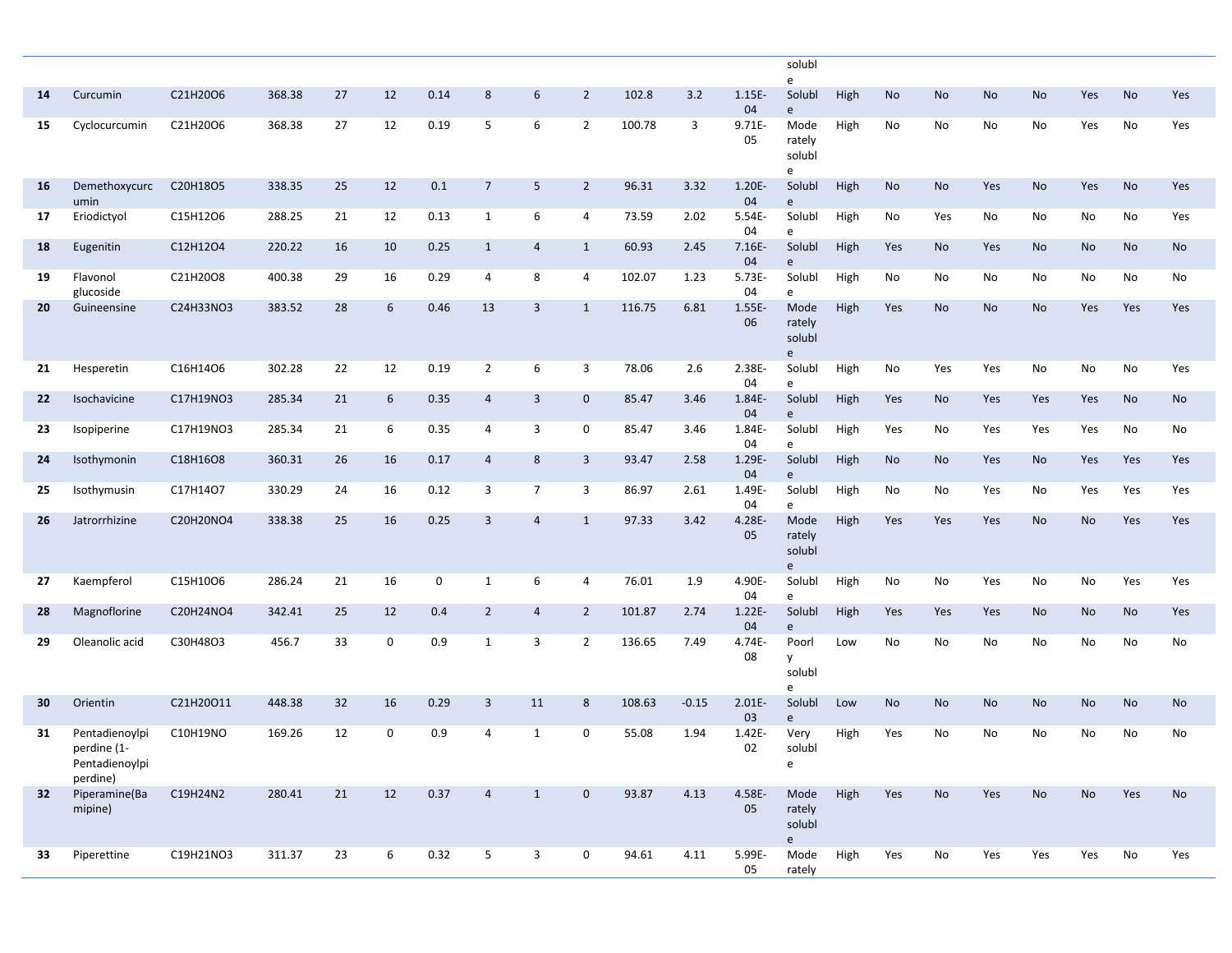| | | | | | | | | | | | | | soluble | | | | | | | | |
|---|---|---|---|---|---|---|---|---|---|---|---|---|---|---|---|---|---|---|---|---|---|
| **14** | Curcumin | C21H20O6 | 368.38 | 27 | 12 | 0.14 | 8 | 6 | 2 | 102.8 | 3.2 | 1.15E-04 | Soluble | High | No | No | No | No | Yes | No | Yes |
| **15** | Cyclocurcumin | C21H20O6 | 368.38 | 27 | 12 | 0.19 | 5 | 6 | 2 | 100.78 | 3 | 9.71E-05 | Moderately soluble | High | No | No | No | No | Yes | No | Yes |
| **16** | Demethoxycurcumin | C20H18O5 | 338.35 | 25 | 12 | 0.1 | 7 | 5 | 2 | 96.31 | 3.32 | 1.20E-04 | Soluble | High | No | No | Yes | No | Yes | No | Yes |
| **17** | Eriodictyol | C15H12O6 | 288.25 | 21 | 12 | 0.13 | 1 | 6 | 4 | 73.59 | 2.02 | 5.54E-04 | Soluble | High | No | Yes | No | No | No | No | Yes |
| **18** | Eugenitin | C12H12O4 | 220.22 | 16 | 10 | 0.25 | 1 | 4 | 1 | 60.93 | 2.45 | 7.16E-04 | Soluble | High | Yes | No | Yes | No | No | No | No |
| **19** | Flavonol glucoside | C21H20O8 | 400.38 | 29 | 16 | 0.29 | 4 | 8 | 4 | 102.07 | 1.23 | 5.73E-04 | Soluble | High | No | No | No | No | No | No | No |
| **20** | Guineensine | C24H33NO3 | 383.52 | 28 | 6 | 0.46 | 13 | 3 | 1 | 116.75 | 6.81 | 1.55E-06 | Moderately soluble | High | Yes | No | No | No | Yes | Yes | Yes |
| **21** | Hesperetin | C16H14O6 | 302.28 | 22 | 12 | 0.19 | 2 | 6 | 3 | 78.06 | 2.6 | 2.38E-04 | Soluble | High | No | Yes | Yes | No | No | No | Yes |
| **22** | Isochavicine | C17H19NO3 | 285.34 | 21 | 6 | 0.35 | 4 | 3 | 0 | 85.47 | 3.46 | 1.84E-04 | Soluble | High | Yes | No | Yes | Yes | Yes | No | No |
| **23** | Isopiperine | C17H19NO3 | 285.34 | 21 | 6 | 0.35 | 4 | 3 | 0 | 85.47 | 3.46 | 1.84E-04 | Soluble | High | Yes | No | Yes | Yes | Yes | No | No |
| **24** | Isothymonin | C18H16O8 | 360.31 | 26 | 16 | 0.17 | 4 | 8 | 3 | 93.47 | 2.58 | 1.29E-04 | Soluble | High | No | No | Yes | No | Yes | Yes | Yes |
| **25** | Isothymusin | C17H14O7 | 330.29 | 24 | 16 | 0.12 | 3 | 7 | 3 | 86.97 | 2.61 | 1.49E-04 | Soluble | High | No | No | Yes | No | Yes | Yes | Yes |
| **26** | Jatrorrhizine | C20H20NO4 | 338.38 | 25 | 16 | 0.25 | 3 | 4 | 1 | 97.33 | 3.42 | 4.28E-05 | Moderately soluble | High | Yes | Yes | Yes | No | No | Yes | Yes |
| **27** | Kaempferol | C15H10O6 | 286.24 | 21 | 16 | 0 | 1 | 6 | 4 | 76.01 | 1.9 | 4.90E-04 | Soluble | High | No | No | Yes | No | No | Yes | Yes |
| **28** | Magnoflorine | C20H24NO4 | 342.41 | 25 | 12 | 0.4 | 2 | 4 | 2 | 101.87 | 2.74 | 1.22E-04 | Soluble | High | Yes | Yes | Yes | No | No | No | Yes |
| **29** | Oleanolic acid | C30H48O3 | 456.7 | 33 | 0 | 0.9 | 1 | 3 | 2 | 136.65 | 7.49 | 4.74E-08 | Poorly soluble | Low | No | No | No | No | No | No | No |
| **30** | Orientin | C21H20O11 | 448.38 | 32 | 16 | 0.29 | 3 | 11 | 8 | 108.63 | -0.15 | 2.01E-03 | Soluble | Low | No | No | No | No | No | No | No |
| **31** | Pentadienoylpiperdine (1-Pentadienoylpiperdine) | C10H19NO | 169.26 | 12 | 0 | 0.9 | 4 | 1 | 0 | 55.08 | 1.94 | 1.42E-02 | Very soluble | High | Yes | No | No | No | No | No | No |
| **32** | Piperamine(Bamipine) | C19H24N2 | 280.41 | 21 | 12 | 0.37 | 4 | 1 | 0 | 93.87 | 4.13 | 4.58E-05 | Moderately soluble | High | Yes | No | Yes | No | No | Yes | No |
| **33** | Piperettine | C19H21NO3 | 311.37 | 23 | 6 | 0.32 | 5 | 3 | 0 | 94.61 | 4.11 | 5.99E-05 | Moderately | High | Yes | No | Yes | Yes | Yes | No | Yes |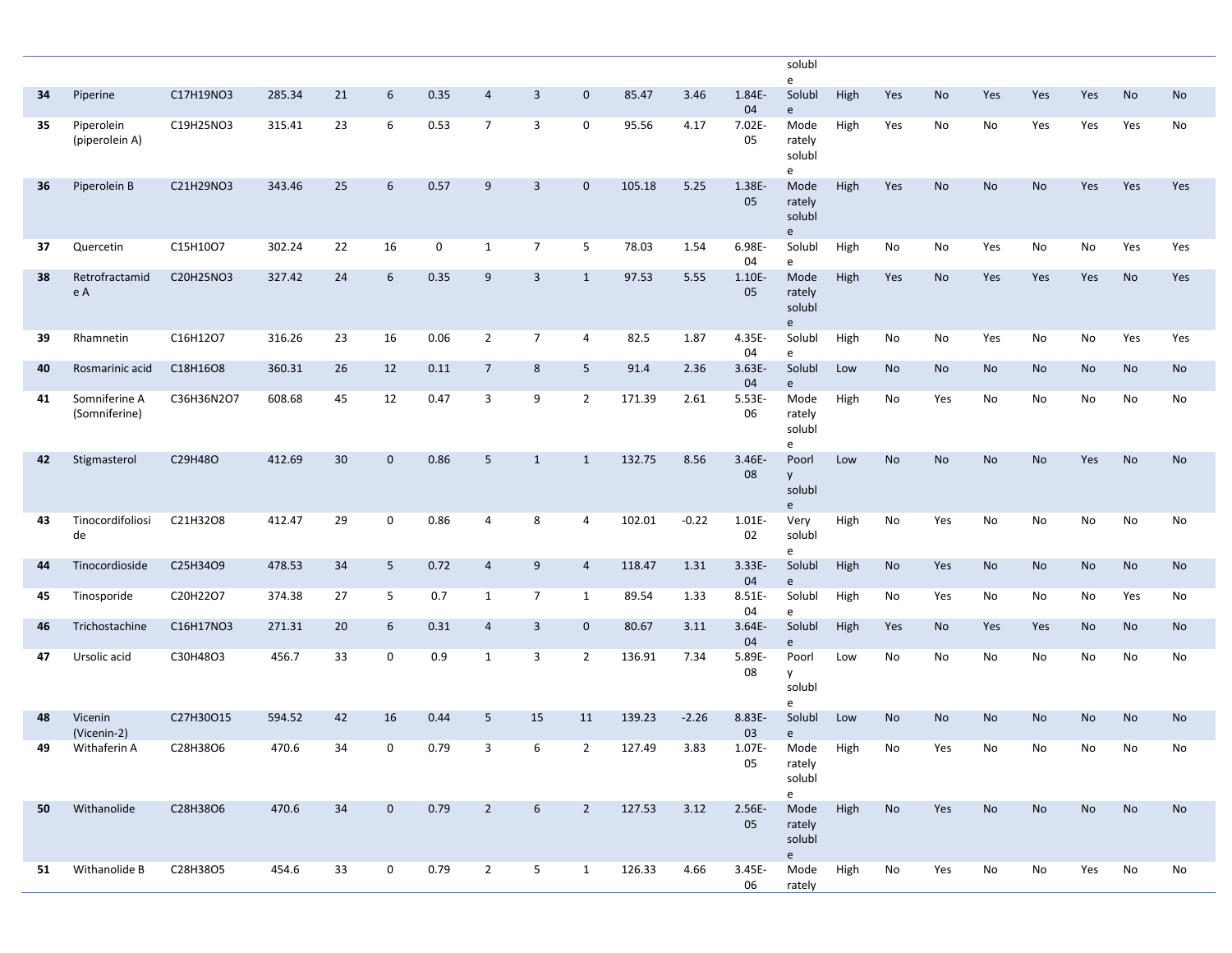| | | | | | | | | | | | | | | | | | | | | |
|---|---|---|---|---|---|---|---|---|---|---|---|---|---|---|---|---|---|---|---|---|
| | | | | | | | | | | | | soluble | | | | | | | | |
| 34 | Piperine | C17H19NO3 | 285.34 | 21 | 6 | 0.35 | 4 | 3 | 0 | 85.47 | 3.46 | 1.84E-04 | Soluble | High | Yes | No | Yes | Yes | Yes | No | No |
| 35 | Piperolein (piperolein A) | C19H25NO3 | 315.41 | 23 | 6 | 0.53 | 7 | 3 | 0 | 95.56 | 4.17 | 7.02E-05 | Moderately soluble | High | Yes | No | No | Yes | Yes | Yes | No |
| 36 | Piperolein B | C21H29NO3 | 343.46 | 25 | 6 | 0.57 | 9 | 3 | 0 | 105.18 | 5.25 | 1.38E-05 | Moderately soluble | High | Yes | No | No | No | Yes | Yes | Yes |
| 37 | Quercetin | C15H10O7 | 302.24 | 22 | 16 | 0 | 1 | 7 | 5 | 78.03 | 1.54 | 6.98E-04 | Soluble | High | No | No | Yes | No | No | Yes | Yes |
| 38 | Retrofractamide A | C20H25NO3 | 327.42 | 24 | 6 | 0.35 | 9 | 3 | 1 | 97.53 | 5.55 | 1.10E-05 | Moderately soluble | High | Yes | No | Yes | Yes | Yes | No | Yes |
| 39 | Rhamnetin | C16H12O7 | 316.26 | 23 | 16 | 0.06 | 2 | 7 | 4 | 82.5 | 1.87 | 4.35E-04 | Soluble | High | No | No | Yes | No | No | Yes | Yes |
| 40 | Rosmarinic acid | C18H16O8 | 360.31 | 26 | 12 | 0.11 | 7 | 8 | 5 | 91.4 | 2.36 | 3.63E-04 | Soluble | Low | No | No | No | No | No | No | No |
| 41 | Somniferine A (Somniferine) | C36H36N2O7 | 608.68 | 45 | 12 | 0.47 | 3 | 9 | 2 | 171.39 | 2.61 | 5.53E-06 | Moderately soluble | High | No | Yes | No | No | No | No | No |
| 42 | Stigmasterol | C29H48O | 412.69 | 30 | 0 | 0.86 | 5 | 1 | 1 | 132.75 | 8.56 | 3.46E-08 | Poorly soluble | Low | No | No | No | No | Yes | No | No |
| 43 | Tinocordifoliosidе | C21H32O8 | 412.47 | 29 | 0 | 0.86 | 4 | 8 | 4 | 102.01 | -0.22 | 1.01E-02 | Very soluble | High | No | Yes | No | No | No | No | No |
| 44 | Tinocordioside | C25H34O9 | 478.53 | 34 | 5 | 0.72 | 4 | 9 | 4 | 118.47 | 1.31 | 3.33E-04 | Soluble | High | No | Yes | No | No | No | No | No |
| 45 | Tinosporide | C20H22O7 | 374.38 | 27 | 5 | 0.7 | 1 | 7 | 1 | 89.54 | 1.33 | 8.51E-04 | Soluble | High | No | Yes | No | No | No | Yes | No |
| 46 | Trichostachine | C16H17NO3 | 271.31 | 20 | 6 | 0.31 | 4 | 3 | 0 | 80.67 | 3.11 | 3.64E-04 | Soluble | High | Yes | No | Yes | Yes | No | No | No |
| 47 | Ursolic acid | C30H48O3 | 456.7 | 33 | 0 | 0.9 | 1 | 3 | 2 | 136.91 | 7.34 | 5.89E-08 | Poorly soluble | Low | No | No | No | No | No | No | No |
| 48 | Vicenin (Vicenin-2) | C27H30O15 | 594.52 | 42 | 16 | 0.44 | 5 | 15 | 11 | 139.23 | -2.26 | 8.83E-03 | Soluble | Low | No | No | No | No | No | No | No |
| 49 | Withaferin A | C28H38O6 | 470.6 | 34 | 0 | 0.79 | 3 | 6 | 2 | 127.49 | 3.83 | 1.07E-05 | Moderately soluble | High | No | Yes | No | No | No | No | No |
| 50 | Withanolide | C28H38O6 | 470.6 | 34 | 0 | 0.79 | 2 | 6 | 2 | 127.53 | 3.12 | 2.56E-05 | Moderately soluble | High | No | Yes | No | No | No | No | No |
| 51 | Withanolide B | C28H38O5 | 454.6 | 33 | 0 | 0.79 | 2 | 5 | 1 | 126.33 | 4.66 | 3.45E-06 | Moderately | High | No | Yes | No | No | Yes | No | No |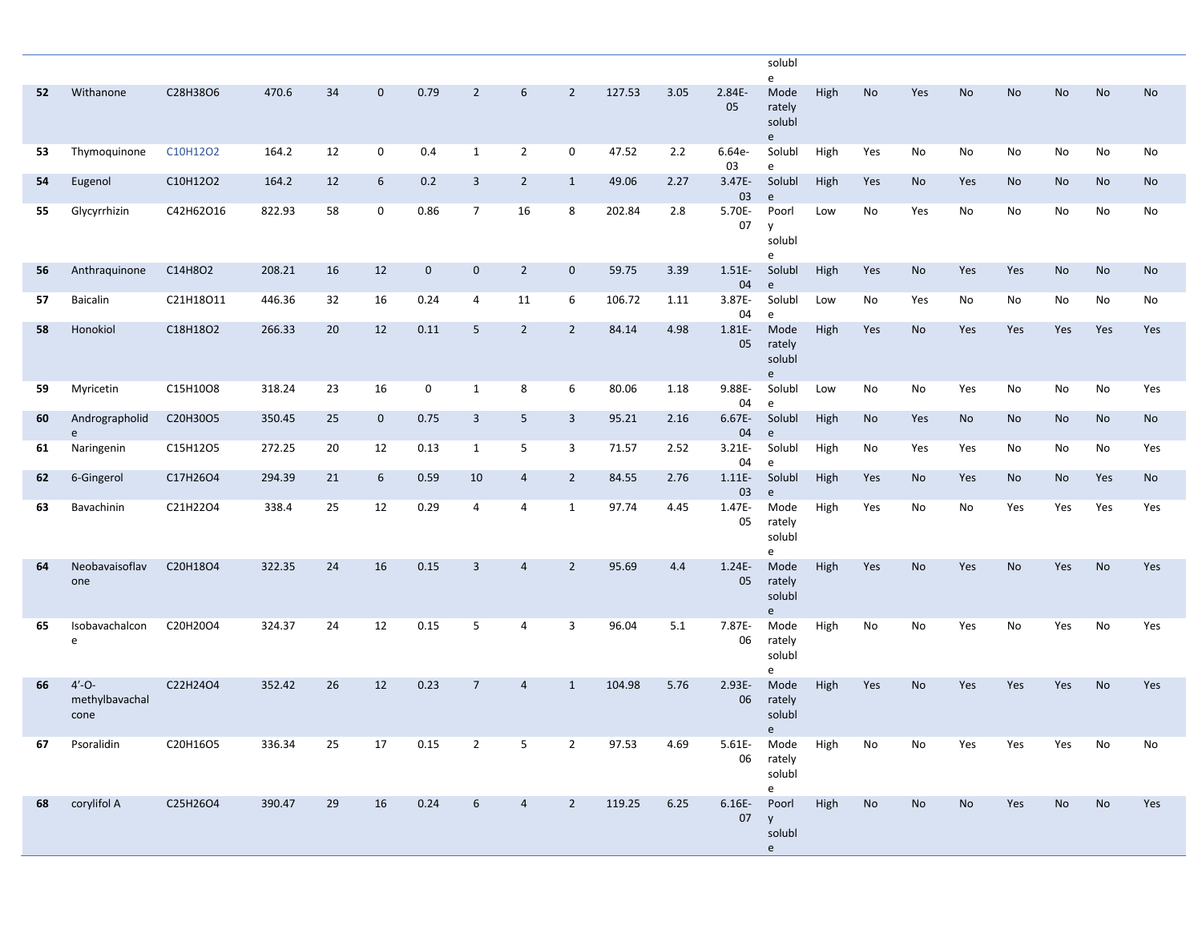| | | | | | | | | | | | | | soluble | | | | | | | | |
|---|---|---|---|---|---|---|---|---|---|---|---|---|---|---|---|---|---|---|---|---|---|
| **52** | Withanone | C28H38O6 | 470.6 | 34 | 0 | 0.79 | 2 | 6 | 2 | 127.53 | 3.05 | 2.84E-05 | Moderately soluble | High | No | Yes | No | No | No | No | No |
| **53** | Thymoquinone | C10H12O2 | 164.2 | 12 | 0 | 0.4 | 1 | 2 | 0 | 47.52 | 2.2 | 6.64e-03 | Soluble | High | Yes | No | No | No | No | No | No |
| **54** | Eugenol | C10H12O2 | 164.2 | 12 | 6 | 0.2 | 3 | 2 | 1 | 49.06 | 2.27 | 3.47E-03 | Soluble | High | Yes | No | Yes | No | No | No | No |
| **55** | Glycyrrhizin | C42H62O16 | 822.93 | 58 | 0 | 0.86 | 7 | 16 | 8 | 202.84 | 2.8 | 5.70E-07 | Poorly soluble | Low | No | Yes | No | No | No | No | No |
| **56** | Anthraquinone | C14H8O2 | 208.21 | 16 | 12 | 0 | 0 | 2 | 0 | 59.75 | 3.39 | 1.51E-04 | Soluble | High | Yes | No | Yes | Yes | No | No | No |
| **57** | Baicalin | C21H18O11 | 446.36 | 32 | 16 | 0.24 | 4 | 11 | 6 | 106.72 | 1.11 | 3.87E-04 | Soluble | Low | No | Yes | No | No | No | No | No |
| **58** | Honokiol | C18H18O2 | 266.33 | 20 | 12 | 0.11 | 5 | 2 | 2 | 84.14 | 4.98 | 1.81E-05 | Moderately soluble | High | Yes | No | Yes | Yes | Yes | Yes | Yes |
| **59** | Myricetin | C15H10O8 | 318.24 | 23 | 16 | 0 | 1 | 8 | 6 | 80.06 | 1.18 | 9.88E-04 | Soluble | Low | No | No | Yes | No | No | No | Yes |
| **60** | Andrographolide | C20H30O5 | 350.45 | 25 | 0 | 0.75 | 3 | 5 | 3 | 95.21 | 2.16 | 6.67E-04 | Soluble | High | No | Yes | No | No | No | No | No |
| **61** | Naringenin | C15H12O5 | 272.25 | 20 | 12 | 0.13 | 1 | 5 | 3 | 71.57 | 2.52 | 3.21E-04 | Soluble | High | No | Yes | Yes | No | No | No | Yes |
| **62** | 6-Gingerol | C17H26O4 | 294.39 | 21 | 6 | 0.59 | 10 | 4 | 2 | 84.55 | 2.76 | 1.11E-03 | Soluble | High | Yes | No | Yes | No | No | Yes | No |
| **63** | Bavachinin | C21H22O4 | 338.4 | 25 | 12 | 0.29 | 4 | 4 | 1 | 97.74 | 4.45 | 1.47E-05 | Moderately soluble | High | Yes | No | No | Yes | Yes | Yes | Yes |
| **64** | Neobavaisoflavone | C20H18O4 | 322.35 | 24 | 16 | 0.15 | 3 | 4 | 2 | 95.69 | 4.4 | 1.24E-05 | Moderately soluble | High | Yes | No | Yes | No | Yes | No | Yes |
| **65** | Isobavachalcone | C20H20O4 | 324.37 | 24 | 12 | 0.15 | 5 | 4 | 3 | 96.04 | 5.1 | 7.87E-06 | Moderately soluble | High | No | No | Yes | No | Yes | No | Yes |
| **66** | 4′-O-methylbavachalcone | C22H24O4 | 352.42 | 26 | 12 | 0.23 | 7 | 4 | 1 | 104.98 | 5.76 | 2.93E-06 | Moderately soluble | High | Yes | No | Yes | Yes | Yes | No | Yes |
| **67** | Psoralidin | C20H16O5 | 336.34 | 25 | 17 | 0.15 | 2 | 5 | 2 | 97.53 | 4.69 | 5.61E-06 | Moderately soluble | High | No | No | Yes | Yes | Yes | No | No |
| **68** | corylifol A | C25H26O4 | 390.47 | 29 | 16 | 0.24 | 6 | 4 | 2 | 119.25 | 6.25 | 6.16E-07 | Poorly soluble | High | No | No | No | Yes | No | No | Yes |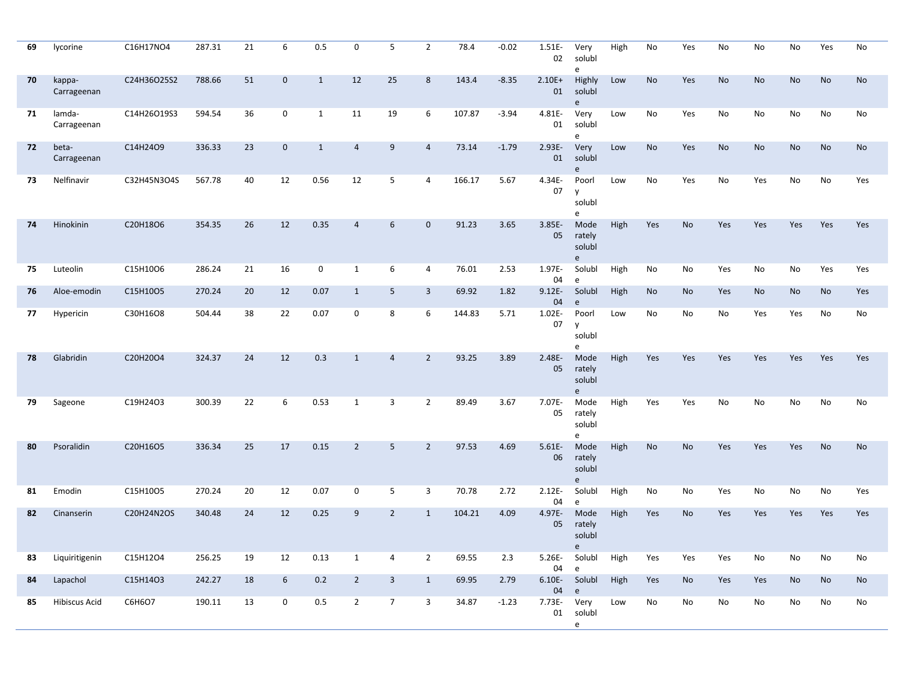| 69 | lycorine | C16H17NO4 | 287.31 | 21 | 6 | 0.5 | 0 | 5 | 2 | 78.4 | -0.02 | 1.51E-02 | Very soluble | High | No | Yes | No | No | No | Yes | No |
|---|---|---|---|---|---|---|---|---|---|---|---|---|---|---|---|---|---|---|---|---|---|
| 70 | kappa-Carrageenan | C24H36O25S2 | 788.66 | 51 | 0 | 1 | 12 | 25 | 8 | 143.4 | -8.35 | 2.10E+01 | Highly soluble | Low | No | Yes | No | No | No | No | No |
| 71 | lamda-Carrageenan | C14H26O19S3 | 594.54 | 36 | 0 | 1 | 11 | 19 | 6 | 107.87 | -3.94 | 4.81E-01 | Very soluble | Low | No | Yes | No | No | No | No | No |
| 72 | beta-Carrageenan | C14H24O9 | 336.33 | 23 | 0 | 1 | 4 | 9 | 4 | 73.14 | -1.79 | 2.93E-01 | Very soluble | Low | No | Yes | No | No | No | No | No |
| 73 | Nelfinavir | C32H45N3O4S | 567.78 | 40 | 12 | 0.56 | 12 | 5 | 4 | 166.17 | 5.67 | 4.34E-07 | Poorly soluble | Low | No | Yes | No | Yes | No | No | Yes |
| 74 | Hinokinin | C20H18O6 | 354.35 | 26 | 12 | 0.35 | 4 | 6 | 0 | 91.23 | 3.65 | 3.85E-05 | Moderately soluble | High | Yes | No | Yes | Yes | Yes | Yes | Yes |
| 75 | Luteolin | C15H10O6 | 286.24 | 21 | 16 | 0 | 1 | 6 | 4 | 76.01 | 2.53 | 1.97E-04 | Soluble | High | No | No | Yes | No | No | Yes | Yes |
| 76 | Aloe-emodin | C15H10O5 | 270.24 | 20 | 12 | 0.07 | 1 | 5 | 3 | 69.92 | 1.82 | 9.12E-04 | Soluble | High | No | No | Yes | No | No | No | Yes |
| 77 | Hypericin | C30H16O8 | 504.44 | 38 | 22 | 0.07 | 0 | 8 | 6 | 144.83 | 5.71 | 1.02E-07 | Poorly soluble | Low | No | No | No | Yes | Yes | No | No |
| 78 | Glabridin | C20H20O4 | 324.37 | 24 | 12 | 0.3 | 1 | 4 | 2 | 93.25 | 3.89 | 2.48E-05 | Moderately soluble | High | Yes | Yes | Yes | Yes | Yes | Yes | Yes |
| 79 | Sageone | C19H24O3 | 300.39 | 22 | 6 | 0.53 | 1 | 3 | 2 | 89.49 | 3.67 | 7.07E-05 | Moderately soluble | High | Yes | Yes | No | No | No | No | No |
| 80 | Psoralidin | C20H16O5 | 336.34 | 25 | 17 | 0.15 | 2 | 5 | 2 | 97.53 | 4.69 | 5.61E-06 | Moderately soluble | High | No | No | Yes | Yes | Yes | No | No |
| 81 | Emodin | C15H10O5 | 270.24 | 20 | 12 | 0.07 | 0 | 5 | 3 | 70.78 | 2.72 | 2.12E-04 | Soluble | High | No | No | Yes | No | No | No | Yes |
| 82 | Cinanserin | C20H24N2OS | 340.48 | 24 | 12 | 0.25 | 9 | 2 | 1 | 104.21 | 4.09 | 4.97E-05 | Moderately soluble | High | Yes | No | Yes | Yes | Yes | Yes | Yes |
| 83 | Liquiritigenin | C15H12O4 | 256.25 | 19 | 12 | 0.13 | 1 | 4 | 2 | 69.55 | 2.3 | 5.26E-04 | Soluble | High | Yes | Yes | Yes | No | No | No | No |
| 84 | Lapachol | C15H14O3 | 242.27 | 18 | 6 | 0.2 | 2 | 3 | 1 | 69.95 | 2.79 | 6.10E-04 | Soluble | High | Yes | No | Yes | Yes | No | No | No |
| 85 | Hibiscus Acid | C6H6O7 | 190.11 | 13 | 0 | 0.5 | 2 | 7 | 3 | 34.87 | -1.23 | 7.73E-01 | Very soluble | Low | No | No | No | No | No | No | No |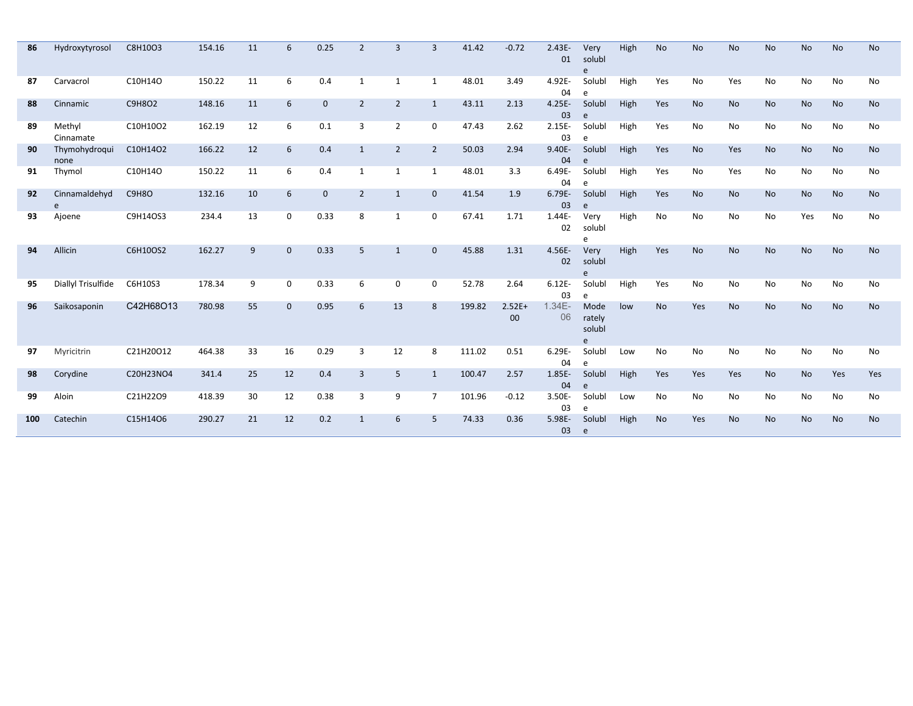| | | | | | | | | | | | | | | | | | | | | | |
|---|---|---|---|---|---|---|---|---|---|---|---|---|---|---|---|---|---|---|---|---|---|
| **86** | Hydroxytyrosol | C8H10O3 | 154.16 | 11 | 6 | 0.25 | 2 | 3 | 3 | 41.42 | -0.72 | 2.43E-01 | Very soluble | High | No | No | No | No | No | No | No |
| **87** | Carvacrol | C10H14O | 150.22 | 11 | 6 | 0.4 | 1 | 1 | 1 | 48.01 | 3.49 | 4.92E-04 | Soluble | High | Yes | No | Yes | No | No | No | No |
| **88** | Cinnamic | C9H8O2 | 148.16 | 11 | 6 | 0 | 2 | 2 | 1 | 43.11 | 2.13 | 4.25E-03 | Soluble | High | Yes | No | No | No | No | No | No |
| **89** | Methyl Cinnamate | C10H10O2 | 162.19 | 12 | 6 | 0.1 | 3 | 2 | 0 | 47.43 | 2.62 | 2.15E-03 | Soluble | High | Yes | No | No | No | No | No | No |
| **90** | Thymohydroquinone | C10H14O2 | 166.22 | 12 | 6 | 0.4 | 1 | 2 | 2 | 50.03 | 2.94 | 9.40E-04 | Soluble | High | Yes | No | Yes | No | No | No | No |
| **91** | Thymol | C10H14O | 150.22 | 11 | 6 | 0.4 | 1 | 1 | 1 | 48.01 | 3.3 | 6.49E-04 | Soluble | High | Yes | No | Yes | No | No | No | No |
| **92** | Cinnamaldehyde | C9H8O | 132.16 | 10 | 6 | 0 | 2 | 1 | 0 | 41.54 | 1.9 | 6.79E-03 | Soluble | High | Yes | No | No | No | No | No | No |
| **93** | Ajoene | C9H14OS3 | 234.4 | 13 | 0 | 0.33 | 8 | 1 | 0 | 67.41 | 1.71 | 1.44E-02 | Very soluble | High | No | No | No | No | Yes | No | No |
| **94** | Allicin | C6H10OS2 | 162.27 | 9 | 0 | 0.33 | 5 | 1 | 0 | 45.88 | 1.31 | 4.56E-02 | Very soluble | High | Yes | No | No | No | No | No | No |
| **95** | Diallyl Trisulfide | C6H10S3 | 178.34 | 9 | 0 | 0.33 | 6 | 0 | 0 | 52.78 | 2.64 | 6.12E-03 | Soluble | High | Yes | No | No | No | No | No | No |
| **96** | Saikosaponin | C42H68O13 | 780.98 | 55 | 0 | 0.95 | 6 | 13 | 8 | 199.82 | 2.52E+00 | 1.34E-06 | Moderately soluble | low | No | Yes | No | No | No | No | No |
| **97** | Myricitrin | C21H20O12 | 464.38 | 33 | 16 | 0.29 | 3 | 12 | 8 | 111.02 | 0.51 | 6.29E-04 | Soluble | Low | No | No | No | No | No | No | No |
| **98** | Corydine | C20H23NO4 | 341.4 | 25 | 12 | 0.4 | 3 | 5 | 1 | 100.47 | 2.57 | 1.85E-04 | Soluble | High | Yes | Yes | Yes | No | No | Yes | Yes |
| **99** | Aloin | C21H22O9 | 418.39 | 30 | 12 | 0.38 | 3 | 9 | 7 | 101.96 | -0.12 | 3.50E-03 | Soluble | Low | No | No | No | No | No | No | No |
| **100** | Catechin | C15H14O6 | 290.27 | 21 | 12 | 0.2 | 1 | 6 | 5 | 74.33 | 0.36 | 5.98E-03 | Soluble | High | No | Yes | No | No | No | No | No |